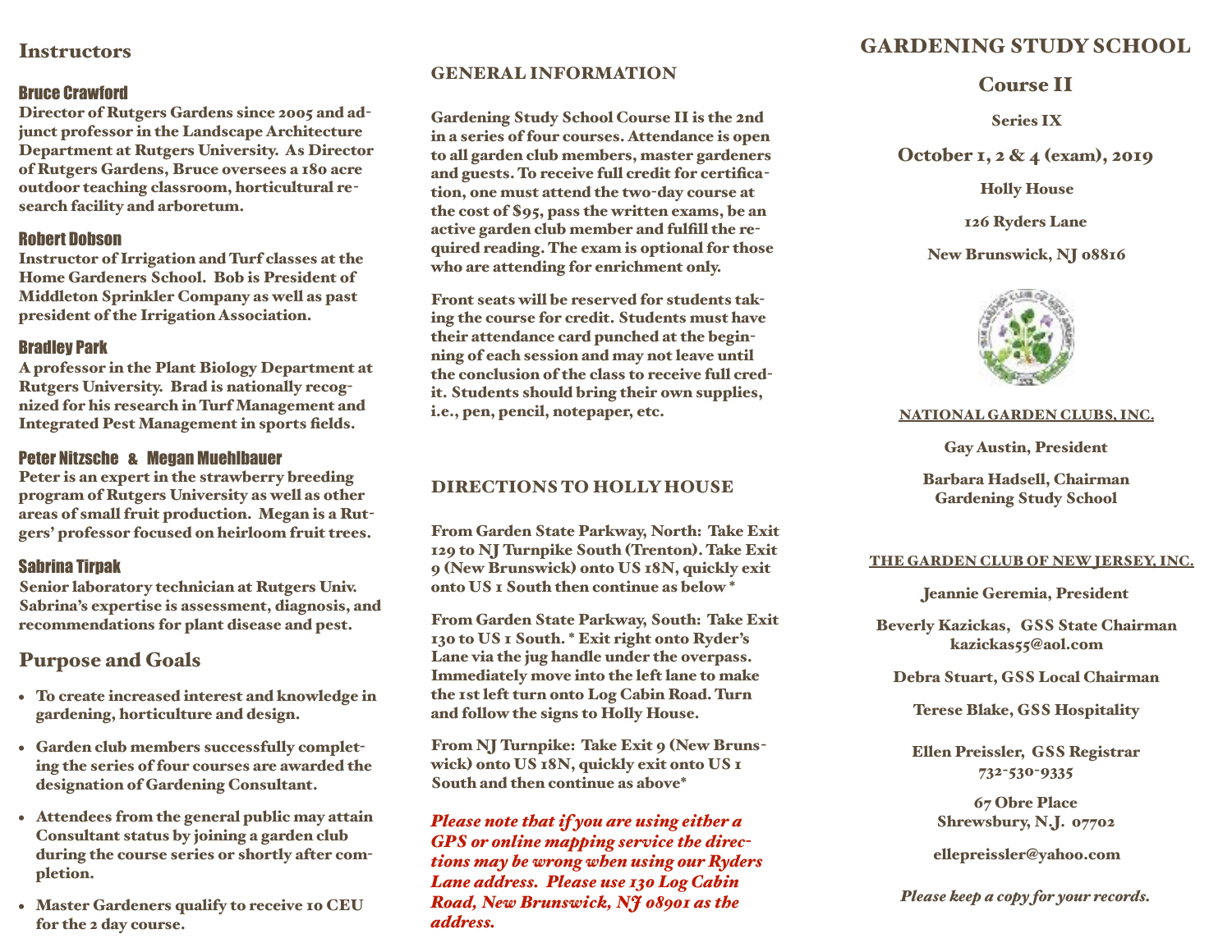## Instructors

### Bruce Crawford

Director of Rutgers Gardens since 2005 and adjunct professor in the Landscape Architecture Department at Rutgers University. As Director of Rutgers Gardens, Bruce oversees a 180 acre outdoor teaching classroom, horticultural research facility and arboretum.

### Robert Dobson

Instructor of Irrigation and Turf classes at the Home Gardeners School. Bob is President of Middleton Sprinkler Company as well as past president of the Irrigation Association.

### Bradley Park

A professor in the Plant Biology Department at Rutgers University. Brad is nationally recognized for his research in Turf Management and Integrated Pest Management in sports fields.

### Peter Nitzsche & Megan Muehlbauer

Peter is an expert in the strawberry breeding program of Rutgers University as well as other areas of small fruit production. Megan is a Rutgers' professor focused on heirloom fruit trees.

### Sabrina Tirpak

Senior laboratory technician at Rutgers Univ. Sabrina's expertise is assessment, diagnosis, and recommendations for plant disease and pest.

## Purpose and Goals

- To create increased interest and knowledge in gardening, horticulture and design.
- Garden club members successfully completing the series of four courses are awarded the designation of Gardening Consultant.
- Attendees from the general public may attain Consultant status by joining a garden club during the course series or shortly after completion.
- Master Gardeners qualify to receive 10 CEU for the 2 day course.

## GENERAL INFORMATION

Gardening Study School Course II is the 2nd in a series of four courses. Attendance is open to all garden club members, master gardeners and guests. To receive full credit for certification, one must attend the two-day course at the cost of $95, pass the written exams, be an active garden club member and fulfill the required reading. The exam is optional for those who are attending for enrichment only.

Front seats will be reserved for students taking the course for credit. Students must have their attendance card punched at the beginning of each session and may not leave until the conclusion of the class to receive full credit. Students should bring their own supplies, i.e., pen, pencil, notepaper, etc.

## DIRECTIONS TO HOLLY HOUSE

From Garden State Parkway, North: Take Exit 129 to NJ Turnpike South (Trenton). Take Exit 9 (New Brunswick) onto US 18N, quickly exit onto US 1 South then continue as below *

From Garden State Parkway, South: Take Exit 130 to US 1 South. * Exit right onto Ryder's Lane via the jug handle under the overpass. Immediately move into the left lane to make the 1st left turn onto Log Cabin Road. Turn and follow the signs to Holly House.

From NJ Turnpike: Take Exit 9 (New Brunswick) onto US 18N, quickly exit onto US 1 South and then continue as above*

*Please note that if you are using either a GPS or online mapping service the directions may be wrong when using our Ryders Lane address. Please use 130 Log Cabin Road, New Brunswick, NJ 08901 as the address.*

# GARDENING STUDY SCHOOL

## Course II

Series IX

October 1, 2 & 4 (exam), 2019

Holly House

126 Ryders Lane

New Brunswick, NJ 08816

NATIONAL GARDEN CLUBS, INC.

Gay Austin, President

Barbara Hadsell, Chairman
Gardening Study School

THE GARDEN CLUB OF NEW JERSEY, INC.

Jeannie Geremia, President

Beverly Kazickas, GSS State Chairman
kazickas55@aol.com

Debra Stuart, GSS Local Chairman

Terese Blake, GSS Hospitality

Ellen Preissler, GSS Registrar
732-530-9335

67 Obre Place
Shrewsbury, N.J. 07702

ellepreissler@yahoo.com

*Please keep a copy for your records.*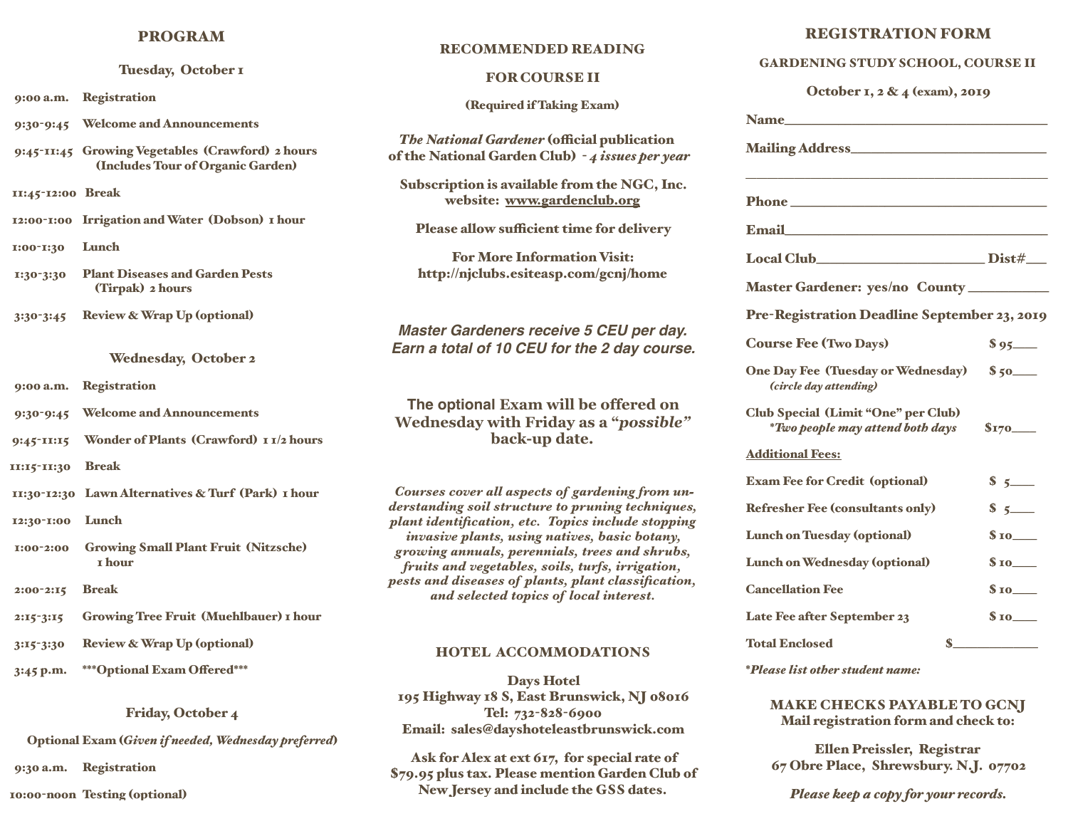## PROGRAM

### Tuesday, October 1

| | |
|---|---|
| 9:00 a.m. | Registration |
| 9:30-9:45 | Welcome and Announcements |
| 9:45-11:45 | Growing Vegetables (Crawford) 2 hours (Includes Tour of Organic Garden) |
| 11:45-12:00 | Break |
| 12:00-1:00 | Irrigation and Water (Dobson) 1 hour |
| 1:00-1:30 | Lunch |
| 1:30-3:30 | Plant Diseases and Garden Pests (Tirpak) 2 hours |
| 3:30-3:45 | Review & Wrap Up (optional) |

### Wednesday, October 2

| | |
|---|---|
| 9:00 a.m. | Registration |
| 9:30-9:45 | Welcome and Announcements |
| 9:45-11:15 | Wonder of Plants (Crawford) 1 1/2 hours |
| 11:15-11:30 | Break |
| 11:30-12:30 | Lawn Alternatives & Turf (Park) 1 hour |
| 12:30-1:00 | Lunch |
| 1:00-2:00 | Growing Small Plant Fruit (Nitzsche) 1 hour |
| 2:00-2:15 | Break |
| 2:15-3:15 | Growing Tree Fruit (Muehlbauer) 1 hour |
| 3:15-3:30 | Review & Wrap Up (optional) |
| 3:45 p.m. | ***Optional Exam Offered*** |

### Friday, October 4

Optional Exam (*Given if needed, Wednesday preferred*)

| | |
|---|---|
| 9:30 a.m. | Registration |
| 10:00-noon | Testing (optional) |

## RECOMMENDED READING

## FOR COURSE II

**(Required if Taking Exam)**

***The National Gardener*** **(official publication of the National Garden Club)** - ***4 issues per year***

**Subscription is available from the NGC, Inc. website: www.gardenclub.org**

**Please allow sufficient time for delivery**

**For More Information Visit: http://njclubs.esiteasp.com/gcnj/home**

***Master Gardeners receive 5 CEU per day. Earn a total of 10 CEU for the 2 day course.***

**The optional Exam will be offered on Wednesday with Friday as a "*possible*" back-up date.**

*Courses cover all aspects of gardening from understanding soil structure to pruning techniques, plant identification, etc. Topics include stopping invasive plants, using natives, basic botany, growing annuals, perennials, trees and shrubs, fruits and vegetables, soils, turfs, irrigation, pests and diseases of plants, plant classification, and selected topics of local interest.*

## HOTEL ACCOMMODATIONS

**Days Hotel**
**195 Highway 18 S, East Brunswick, NJ 08016**
**Tel: 732-828-6900**
**Email: sales@dayshoteleastbrunswick.com**

**Ask for Alex at ext 617, for special rate of $79.95 plus tax. Please mention Garden Club of New Jersey and include the GSS dates.**

## REGISTRATION FORM

**GARDENING STUDY SCHOOL, COURSE II**

**October 1, 2 & 4 (exam), 2019**

Name_______________________________

Mailing Address______________________

___________________________________

Phone ______________________________

Email_______________________________

Local Club__________________ Dist#___

Master Gardener: yes/no County __________

**Pre-Registration Deadline September 23, 2019**

| | |
|---|---|
| Course Fee (Two Days) | $ 95____ |
| One Day Fee (Tuesday or Wednesday) *(circle day attending)* | $ 50____ |
| Club Special (Limit "One" per Club) *\*Two people may attend both days* | $170____ |
| **Additional Fees:** | |
| Exam Fee for Credit (optional) | $ 5____ |
| Refresher Fee (consultants only) | $ 5____ |
| Lunch on Tuesday (optional) | $ 10____ |
| Lunch on Wednesday (optional) | $ 10____ |
| Cancellation Fee | $ 10____ |
| Late Fee after September 23 | $ 10____ |
| Total Enclosed | $__________ |

*\*Please list other student name:*

**MAKE CHECKS PAYABLE TO GCNJ**
**Mail registration form and check to:**

**Ellen Preissler, Registrar**
**67 Obre Place, Shrewsbury. N.J. 07702**

***Please keep a copy for your records.***